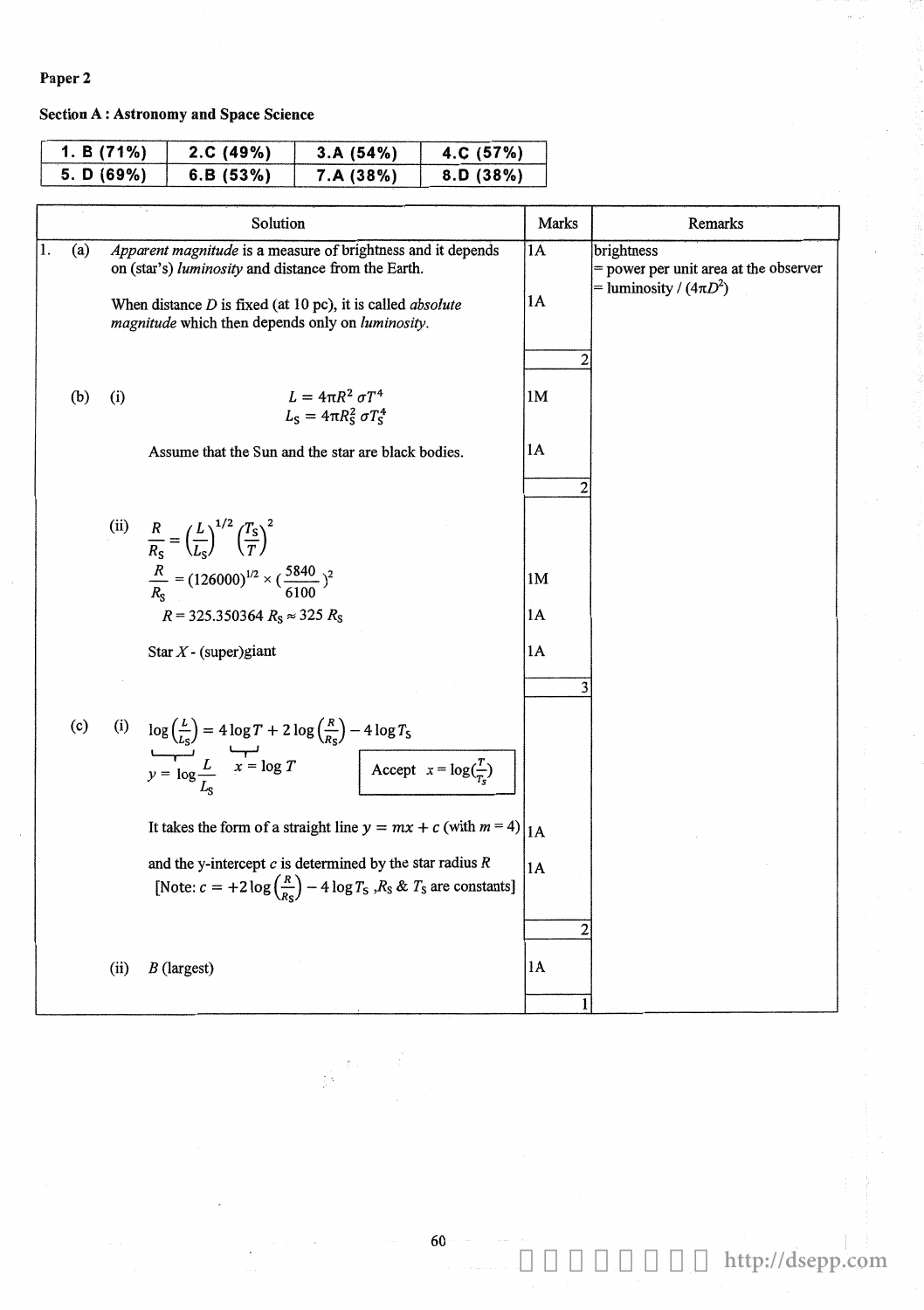**Paper 2**

**Section A : Astronomy and Space Science**

| | | | |
|---|---|---|---|
| 1. B (71%) | 2.C (49%) | 3.A (54%) | 4.C (57%) |
| 5. D (69%) | 6.B (53%) | 7.A (38%) | 8.D (38%) |

| Solution | Marks | Remarks |
|---|---|---|
| 1. (a) *Apparent magnitude* is a measure of brightness and it depends on (star's) *luminosity* and distance from the Earth. | 1A | brightness = power per unit area at the observer = luminosity / ($4\pi D^2$) |
| When distance $D$ is fixed (at 10 pc), it is called *absolute magnitude* which then depends only on *luminosity*. | 1A | |
| | 2 | |
| (b) (i) $L = 4\pi R^2 \sigma T^4$ <br> $L_S = 4\pi R_S^2 \sigma T_S^4$ | 1M | |
| Assume that the Sun and the star are black bodies. | 1A | |
| | 2 | |
| (ii) $\frac{R}{R_S} = \left(\frac{L}{L_S}\right)^{1/2} \left(\frac{T_S}{T}\right)^2$ | | |
| $\frac{R}{R_S} = (126000)^{1/2} \times (\frac{5840}{6100})^2$ | 1M | |
| $R = 325.350364\ R_S \approx 325\ R_S$ | 1A | |
| Star $X$ - (super)giant | 1A | |
| | 3 | |
| (c) (i) $\log\left(\frac{L}{L_S}\right) = 4\log T + 2\log\left(\frac{R}{R_S}\right) - 4\log T_S$ <br> $y = \log\frac{L}{L_S}$, $x = \log T$ <br> Accept $x = \log(\frac{T}{T_S})$ | | |
| It takes the form of a straight line $y = mx + c$ (with $m = 4$) | 1A | |
| and the y-intercept $c$ is determined by the star radius $R$ [Note: $c = +2\log\left(\frac{R}{R_S}\right) - 4\log T_S$, $R_S$ & $T_S$ are constants] | 1A | |
| | 2 | |
| (ii) $B$ (largest) | 1A | |
| | 1 | |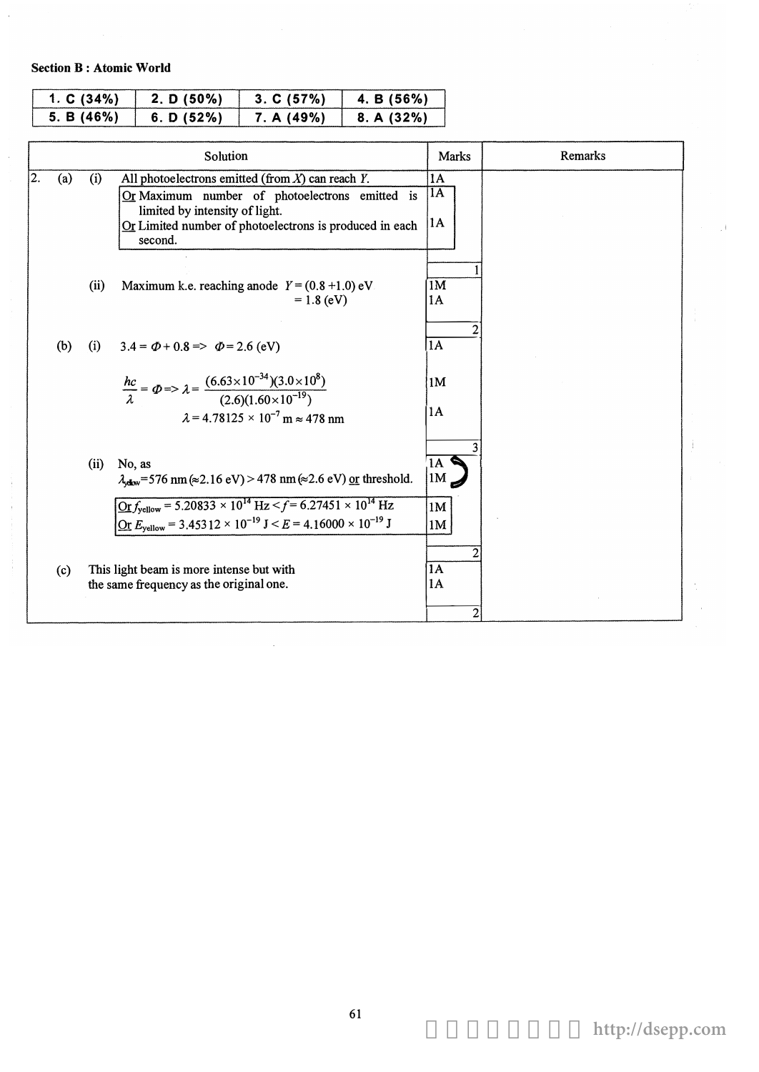**Section B : Atomic World**

| 1. C (34%) | 2. D (50%) | 3. C (57%) | 4. B (56%) |
|---|---|---|---|
| 5. B (46%) | 6. D (52%) | 7. A (49%) | 8. A (32%) |

| Solution | Marks | Remarks |
|---|---|---|
| 2. (a) (i) All photoelectrons emitted (from $X$) can reach $Y$. | 1A | |
| Or Maximum number of photoelectrons emitted is limited by intensity of light. | 1A | |
| Or Limited number of photoelectrons is produced in each second. | 1A | |
| | 1 | |
| (ii) Maximum k.e. reaching anode $Y = (0.8 + 1.0)$ eV | 1M | |
| $= 1.8$ (eV) | 1A | |
| | 2 | |
| (b) (i) $3.4 = \Phi + 0.8 \Rightarrow \Phi = 2.6$ (eV) | 1A | |
| $\frac{hc}{\lambda} = \Phi \Rightarrow \lambda = \frac{(6.63\times10^{-34})(3.0\times10^{8})}{(2.6)(1.60\times10^{-19})}$ | 1M | |
| $\lambda = 4.78125 \times 10^{-7}$ m $\approx 478$ nm | 1A | |
| | 3 | |
| (ii) No, as | 1A | |
| $\lambda_{yellow} = 576$ nm ($\approx 2.16$ eV) $> 478$ nm ($\approx 2.6$ eV) or threshold. | 1M | |
| Or $f_{yellow} = 5.20833 \times 10^{14}$ Hz $< f = 6.27451 \times 10^{14}$ Hz | 1M | |
| Or $E_{yellow} = 3.45312 \times 10^{-19}$ J $< E = 4.16000 \times 10^{-19}$ J | 1M | |
| | 2 | |
| (c) This light beam is more intense but with | 1A | |
| the same frequency as the original one. | 1A | |
| | 2 | |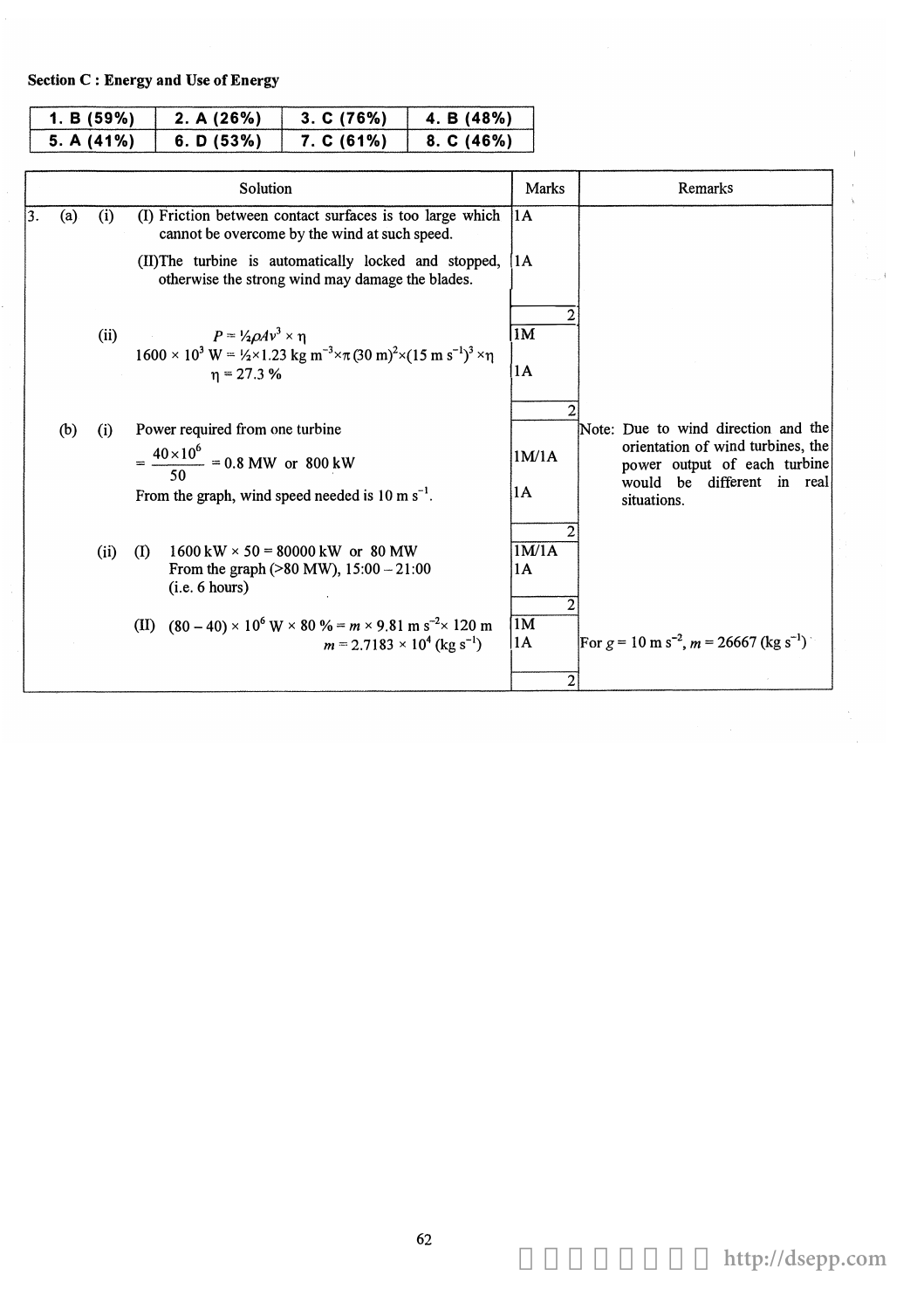**Section C : Energy and Use of Energy**

| 1. B (59%) | 2. A (26%) | 3. C (76%) | 4. B (48%) |
|---|---|---|---|
| 5. A (41%) | 6. D (53%) | 7. C (61%) | 8. C (46%) |

| Solution | Marks | Remarks |
|---|---|---|
| 3. (a) (i) (I) Friction between contact surfaces is too large which cannot be overcome by the wind at such speed. | 1A | |
| (II) The turbine is automatically locked and stopped, otherwise the strong wind may damage the blades. | 1A | |
| | 2 | |
| (ii) $P = \frac{1}{2}\rho A v^3 \times \eta$ | 1M | |
| $1600 \times 10^3\ \text{W} = \frac{1}{2} \times 1.23\ \text{kg m}^{-3} \times \pi (30\ \text{m})^2 \times (15\ \text{m s}^{-1})^3 \times \eta$ <br> $\eta = 27.3\ \%$ | 1A | |
| | 2 | |
| (b) (i) Power required from one turbine <br> $= \dfrac{40 \times 10^6}{50} = 0.8\ \text{MW}$ or $800\ \text{kW}$ | 1M/1A | Note: Due to wind direction and the orientation of wind turbines, the power output of each turbine would be different in real situations. |
| From the graph, wind speed needed is $10\ \text{m s}^{-1}$. | 1A | |
| | 2 | |
| (ii) (I) $1600\ \text{kW} \times 50 = 80000\ \text{kW}$ or $80\ \text{MW}$ | 1M/1A | |
| From the graph (>80 MW), 15:00 – 21:00 (i.e. 6 hours) | 1A | |
| | 2 | |
| (II) $(80 - 40) \times 10^6\ \text{W} \times 80\ \% = m \times 9.81\ \text{m s}^{-2} \times 120\ \text{m}$ | 1M | |
| $m = 2.7183 \times 10^4\ (\text{kg s}^{-1})$ | 1A | For $g = 10\ \text{m s}^{-2}$, $m = 26667\ (\text{kg s}^{-1})$ |
| | 2 | |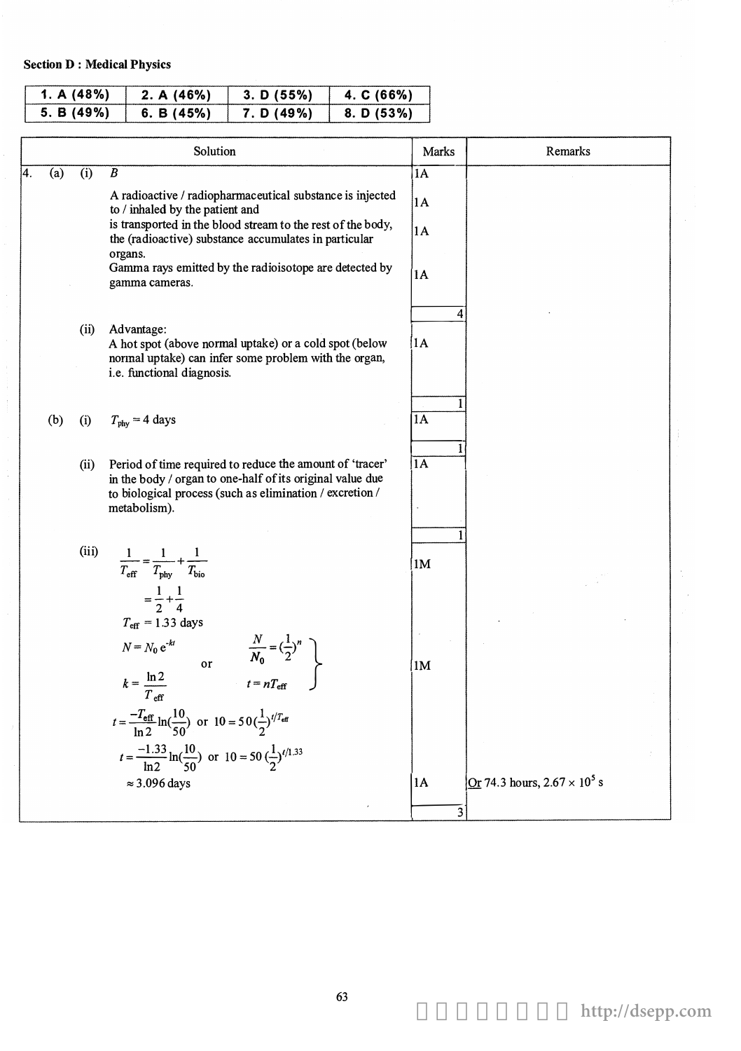**Section D : Medical Physics**

| | | | |
|---|---|---|---|
| 1. A (48%) | 2. A (46%) | 3. D (55%) | 4. C (66%) |
| 5. B (49%) | 6. B (45%) | 7. D (49%) | 8. D (53%) |

| Solution | Marks | Remarks |
|---|---|---|
| 4. (a) (i) B | 1A | |
| A radioactive / radiopharmaceutical substance is injected to / inhaled by the patient and | 1A | |
| is transported in the blood stream to the rest of the body, the (radioactive) substance accumulates in particular organs. | 1A | |
| Gamma rays emitted by the radioisotope are detected by gamma cameras. | 1A | |
| | 4 | |
| (ii) Advantage: A hot spot (above normal uptake) or a cold spot (below normal uptake) can infer some problem with the organ, i.e. functional diagnosis. | 1A | |
| | 1 | |
| (b) (i) $T_{phy} = 4$ days | 1A | |
| | 1 | |
| (ii) Period of time required to reduce the amount of 'tracer' in the body / organ to one-half of its original value due to biological process (such as elimination / excretion / metabolism). | 1A | |
| | 1 | |
| (iii) $\frac{1}{T_{eff}} = \frac{1}{T_{phy}} + \frac{1}{T_{bio}} = \frac{1}{2} + \frac{1}{4}$ <br> $T_{eff} = 1.33$ days | 1M | |
| $N = N_0 e^{-kt}$, $k = \frac{\ln 2}{T_{eff}}$ or $\frac{N}{N_0} = (\frac{1}{2})^n$, $t = nT_{eff}$ | 1M | |
| $t = \frac{-T_{eff}}{\ln 2}\ln(\frac{10}{50})$ or $10 = 50(\frac{1}{2})^{t/T_{eff}}$ <br> $t = \frac{-1.33}{\ln 2}\ln(\frac{10}{50})$ or $10 = 50(\frac{1}{2})^{t/1.33}$ <br> $\approx 3.096$ days | 1A | Or 74.3 hours, $2.67 \times 10^5$ s |
| | 3 | |